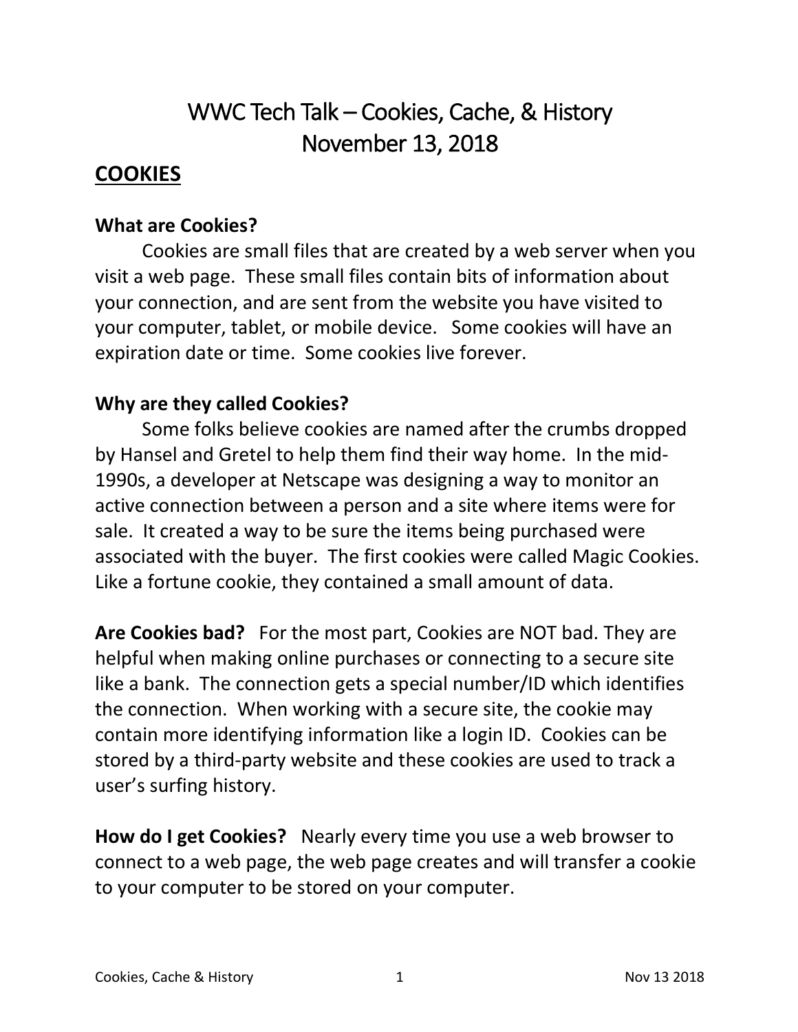# WWC Tech Talk – Cookies, Cache, & History
# November 13, 2018

## COOKIES

### What are Cookies?

Cookies are small files that are created by a web server when you visit a web page. These small files contain bits of information about your connection, and are sent from the website you have visited to your computer, tablet, or mobile device. Some cookies will have an expiration date or time. Some cookies live forever.

### Why are they called Cookies?

Some folks believe cookies are named after the crumbs dropped by Hansel and Gretel to help them find their way home. In the mid-1990s, a developer at Netscape was designing a way to monitor an active connection between a person and a site where items were for sale. It created a way to be sure the items being purchased were associated with the buyer. The first cookies were called Magic Cookies. Like a fortune cookie, they contained a small amount of data.

**Are Cookies bad?** For the most part, Cookies are NOT bad. They are helpful when making online purchases or connecting to a secure site like a bank. The connection gets a special number/ID which identifies the connection. When working with a secure site, the cookie may contain more identifying information like a login ID. Cookies can be stored by a third-party website and these cookies are used to track a user's surfing history.

**How do I get Cookies?** Nearly every time you use a web browser to connect to a web page, the web page creates and will transfer a cookie to your computer to be stored on your computer.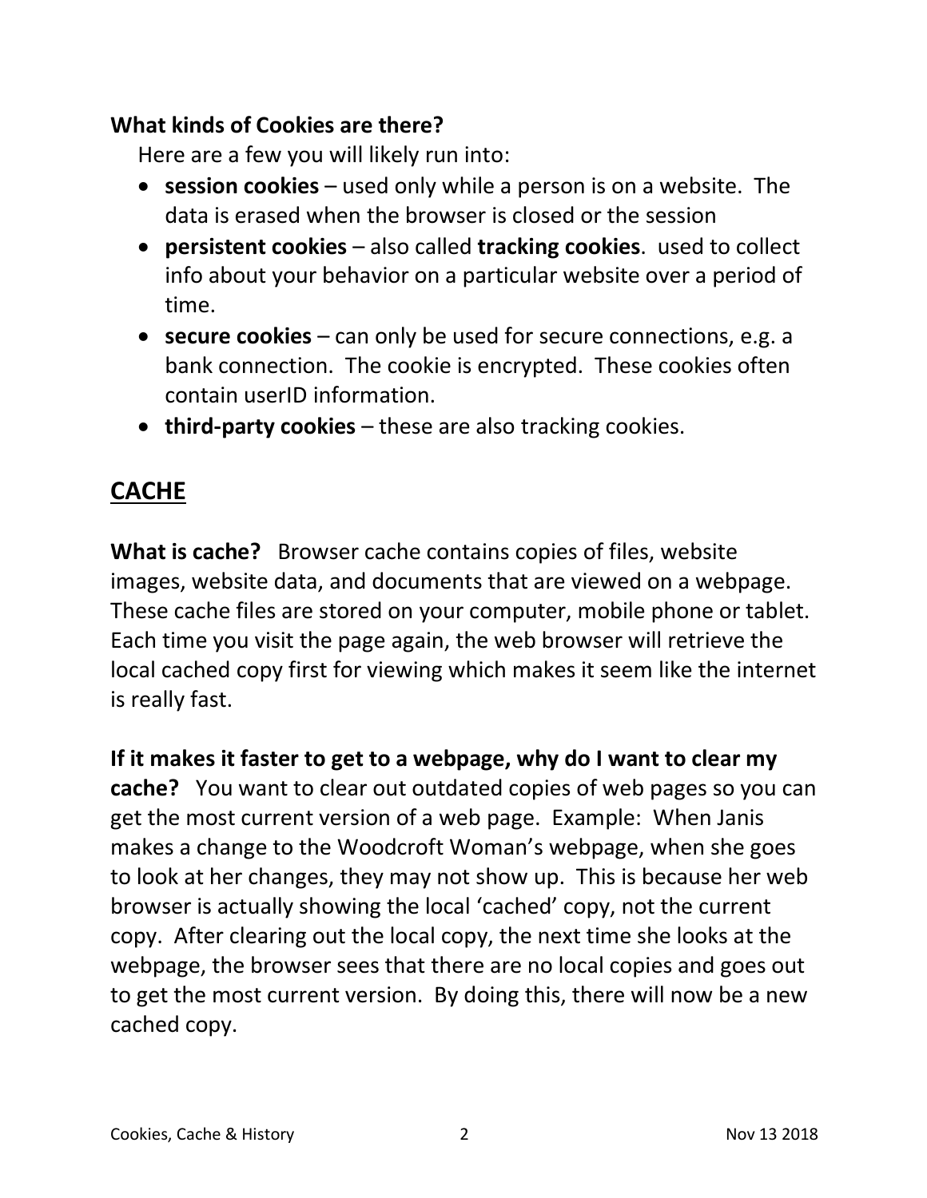**What kinds of Cookies are there?**

Here are a few you will likely run into:

- **session cookies** – used only while a person is on a website. The data is erased when the browser is closed or the session
- **persistent cookies** – also called **tracking cookies**. used to collect info about your behavior on a particular website over a period of time.
- **secure cookies** – can only be used for secure connections, e.g. a bank connection. The cookie is encrypted. These cookies often contain userID information.
- **third-party cookies** – these are also tracking cookies.

## CACHE

**What is cache?** Browser cache contains copies of files, website images, website data, and documents that are viewed on a webpage. These cache files are stored on your computer, mobile phone or tablet. Each time you visit the page again, the web browser will retrieve the local cached copy first for viewing which makes it seem like the internet is really fast.

**If it makes it faster to get to a webpage, why do I want to clear my cache?** You want to clear out outdated copies of web pages so you can get the most current version of a web page. Example: When Janis makes a change to the Woodcroft Woman's webpage, when she goes to look at her changes, they may not show up. This is because her web browser is actually showing the local 'cached' copy, not the current copy. After clearing out the local copy, the next time she looks at the webpage, the browser sees that there are no local copies and goes out to get the most current version. By doing this, there will now be a new cached copy.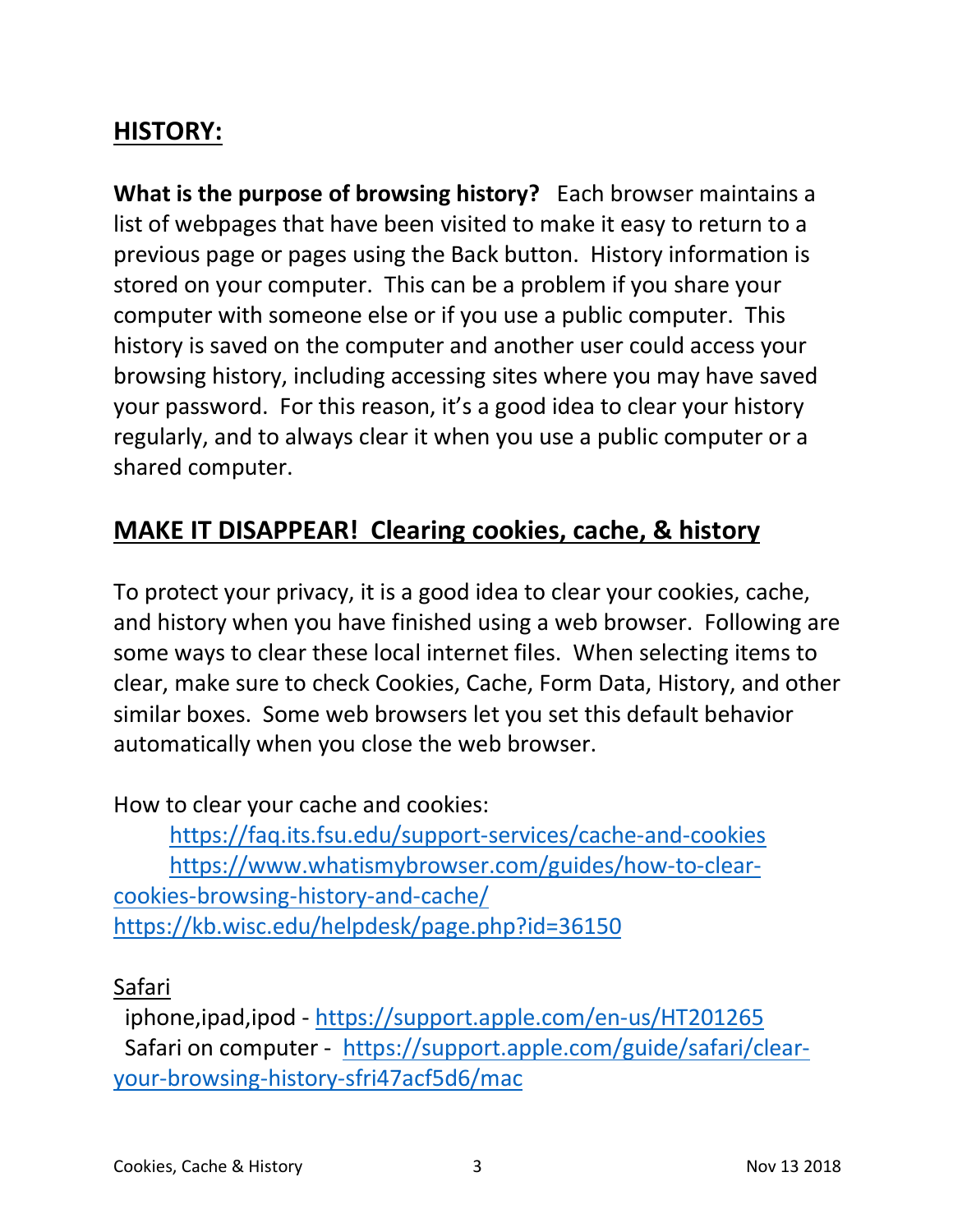## HISTORY:

**What is the purpose of browsing history?** Each browser maintains a list of webpages that have been visited to make it easy to return to a previous page or pages using the Back button. History information is stored on your computer. This can be a problem if you share your computer with someone else or if you use a public computer. This history is saved on the computer and another user could access your browsing history, including accessing sites where you may have saved your password. For this reason, it's a good idea to clear your history regularly, and to always clear it when you use a public computer or a shared computer.

## MAKE IT DISAPPEAR! Clearing cookies, cache, & history

To protect your privacy, it is a good idea to clear your cookies, cache, and history when you have finished using a web browser. Following are some ways to clear these local internet files. When selecting items to clear, make sure to check Cookies, Cache, Form Data, History, and other similar boxes. Some web browsers let you set this default behavior automatically when you close the web browser.

How to clear your cache and cookies:

https://faq.its.fsu.edu/support-services/cache-and-cookies
https://www.whatismybrowser.com/guides/how-to-clear-cookies-browsing-history-and-cache/
https://kb.wisc.edu/helpdesk/page.php?id=36150

Safari

iphone,ipad,ipod - https://support.apple.com/en-us/HT201265
Safari on computer - https://support.apple.com/guide/safari/clear-your-browsing-history-sfri47acf5d6/mac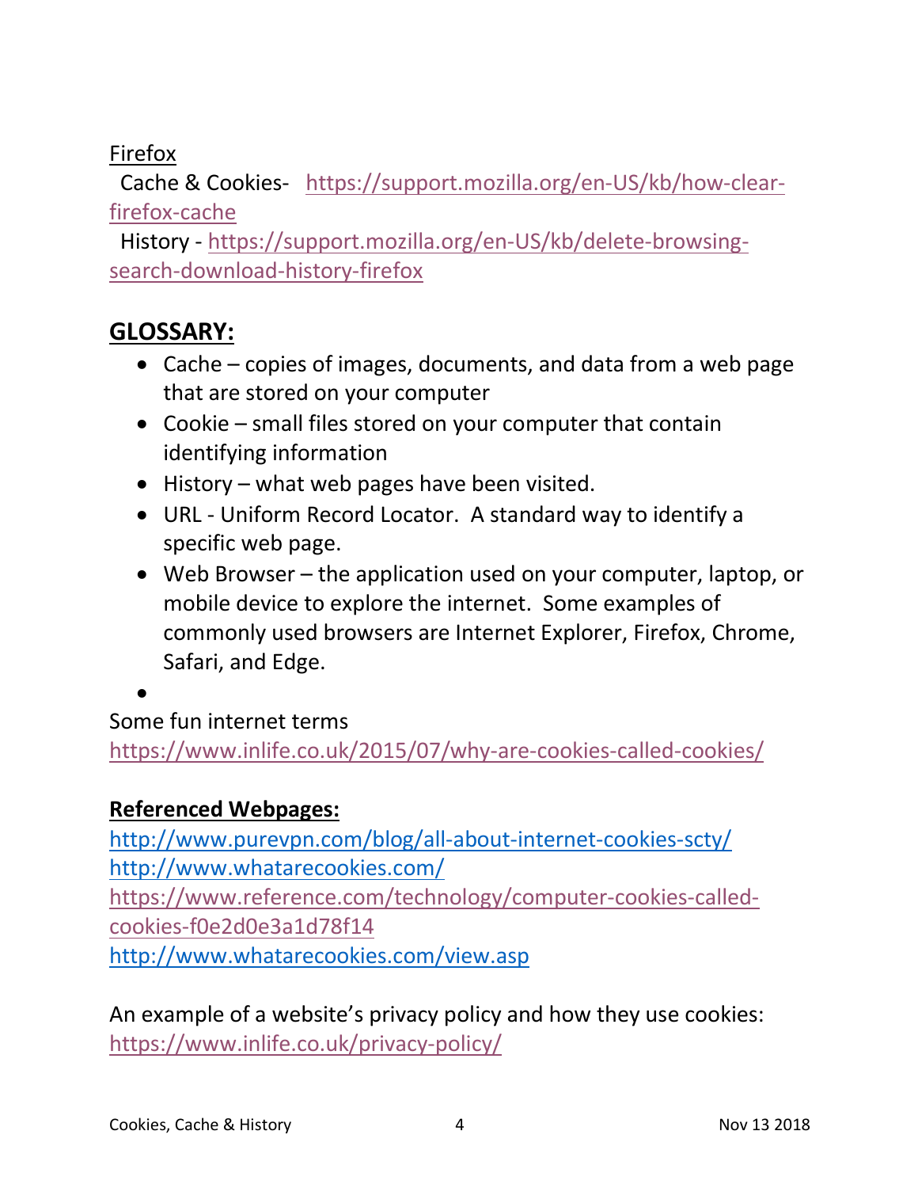Firefox

Cache & Cookies- https://support.mozilla.org/en-US/kb/how-clear-firefox-cache

History - https://support.mozilla.org/en-US/kb/delete-browsing-search-download-history-firefox

## GLOSSARY:

- Cache – copies of images, documents, and data from a web page that are stored on your computer
- Cookie – small files stored on your computer that contain identifying information
- History – what web pages have been visited.
- URL - Uniform Record Locator. A standard way to identify a specific web page.
- Web Browser – the application used on your computer, laptop, or mobile device to explore the internet. Some examples of commonly used browsers are Internet Explorer, Firefox, Chrome, Safari, and Edge.

Some fun internet terms
https://www.inlife.co.uk/2015/07/why-are-cookies-called-cookies/

**Referenced Webpages:**

http://www.purevpn.com/blog/all-about-internet-cookies-scty/
http://www.whatarecookies.com/
https://www.reference.com/technology/computer-cookies-called-cookies-f0e2d0e3a1d78f14
http://www.whatarecookies.com/view.asp

An example of a website's privacy policy and how they use cookies:
https://www.inlife.co.uk/privacy-policy/